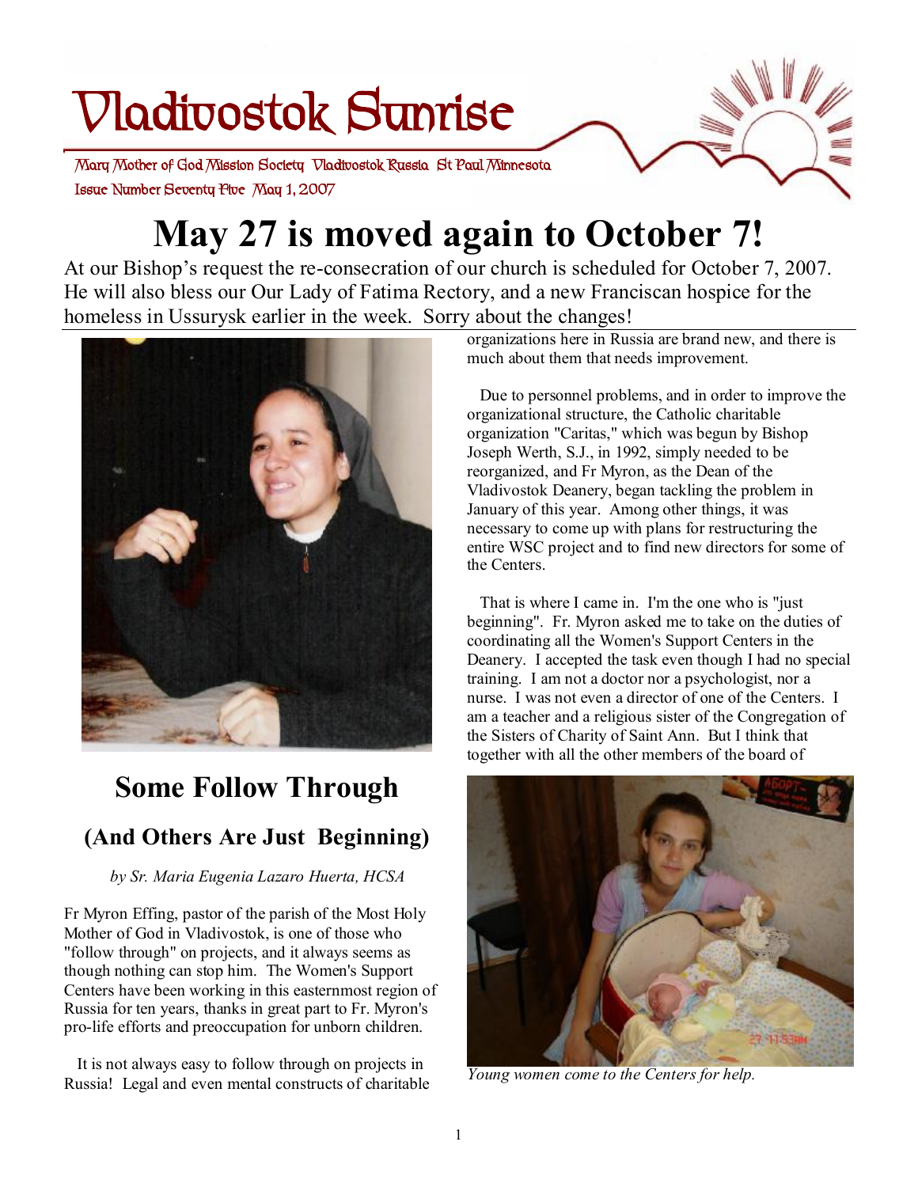# Vladivostok Sunrise

Mary Mother of God Mission Society Vladivostok Russia St Paul Minnesota

Issue Number Seventy Five May 1, 2007

# May 27 is moved again to October 7!

At our Bishop's request the re-consecration of our church is scheduled for October 7, 2007. He will also bless our Our Lady of Fatima Rectory, and a new Franciscan hospice for the homeless in Ussurysk earlier in the week. Sorry about the changes!

## Some Follow Through

### (And Others Are Just Beginning)

*by Sr. Maria Eugenia Lazaro Huerta, HCSA*

Fr Myron Effing, pastor of the parish of the Most Holy Mother of God in Vladivostok, is one of those who "follow through" on projects, and it always seems as though nothing can stop him. The Women's Support Centers have been working in this easternmost region of Russia for ten years, thanks in great part to Fr. Myron's pro-life efforts and preoccupation for unborn children.

It is not always easy to follow through on projects in Russia! Legal and even mental constructs of charitable organizations here in Russia are brand new, and there is much about them that needs improvement.

Due to personnel problems, and in order to improve the organizational structure, the Catholic charitable organization "Caritas," which was begun by Bishop Joseph Werth, S.J., in 1992, simply needed to be reorganized, and Fr Myron, as the Dean of the Vladivostok Deanery, began tackling the problem in January of this year. Among other things, it was necessary to come up with plans for restructuring the entire WSC project and to find new directors for some of the Centers.

That is where I came in. I'm the one who is "just beginning". Fr. Myron asked me to take on the duties of coordinating all the Women's Support Centers in the Deanery. I accepted the task even though I had no special training. I am not a doctor nor a psychologist, nor a nurse. I was not even a director of one of the Centers. I am a teacher and a religious sister of the Congregation of the Sisters of Charity of Saint Ann. But I think that together with all the other members of the board of

*Young women come to the Centers for help.*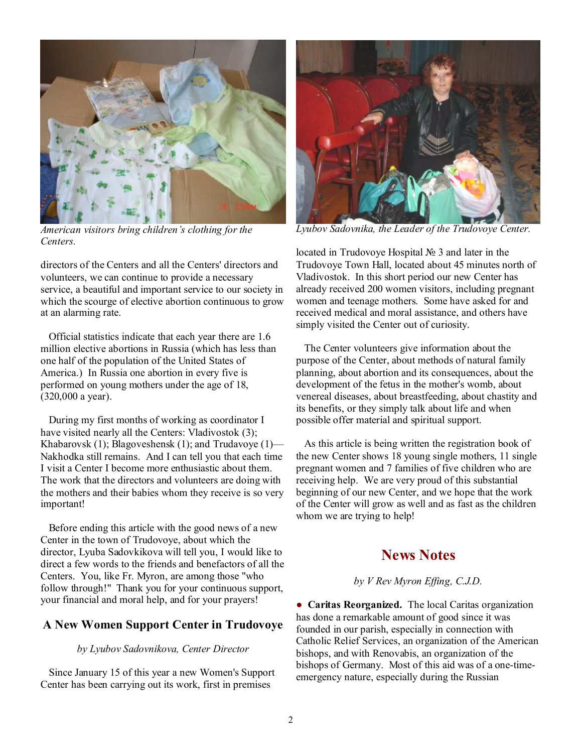American visitors bring children's clothing for the Centers.

Lyubov Sadovnika, the Leader of the Trudovoye Center.

directors of the Centers and all the Centers' directors and volunteers, we can continue to provide a necessary service, a beautiful and important service to our society in which the scourge of elective abortion continuous to grow at an alarming rate.

Official statistics indicate that each year there are 1.6 million elective abortions in Russia (which has less than one half of the population of the United States of America.) In Russia one abortion in every five is performed on young mothers under the age of 18, (320,000 a year).

During my first months of working as coordinator I have visited nearly all the Centers: Vladivostok (3); Khabarovsk (1); Blagoveshensk (1); and Trudavoye (1)—Nakhodka still remains. And I can tell you that each time I visit a Center I become more enthusiastic about them. The work that the directors and volunteers are doing with the mothers and their babies whom they receive is so very important!

Before ending this article with the good news of a new Center in the town of Trudovoye, about which the director, Lyuba Sadovkikova will tell you, I would like to direct a few words to the friends and benefactors of all the Centers. You, like Fr. Myron, are among those "who follow through!" Thank you for your continuous support, your financial and moral help, and for your prayers!

## A New Women Support Center in Trudovoye

*by Lyubov Sadovnikova, Center Director*

Since January 15 of this year a new Women's Support Center has been carrying out its work, first in premises located in Trudovoye Hospital № 3 and later in the Trudovoye Town Hall, located about 45 minutes north of Vladivostok. In this short period our new Center has already received 200 women visitors, including pregnant women and teenage mothers. Some have asked for and received medical and moral assistance, and others have simply visited the Center out of curiosity.

The Center volunteers give information about the purpose of the Center, about methods of natural family planning, about abortion and its consequences, about the development of the fetus in the mother's womb, about venereal diseases, about breastfeeding, about chastity and its benefits, or they simply talk about life and when possible offer material and spiritual support.

As this article is being written the registration book of the new Center shows 18 young single mothers, 11 single pregnant women and 7 families of five children who are receiving help. We are very proud of this substantial beginning of our new Center, and we hope that the work of the Center will grow as well and as fast as the children whom we are trying to help!

## News Notes

*by V Rev Myron Effing, C.J.D.*

● **Caritas Reorganized.** The local Caritas organization has done a remarkable amount of good since it was founded in our parish, especially in connection with Catholic Relief Services, an organization of the American bishops, and with Renovabis, an organization of the bishops of Germany. Most of this aid was of a one-time-emergency nature, especially during the Russian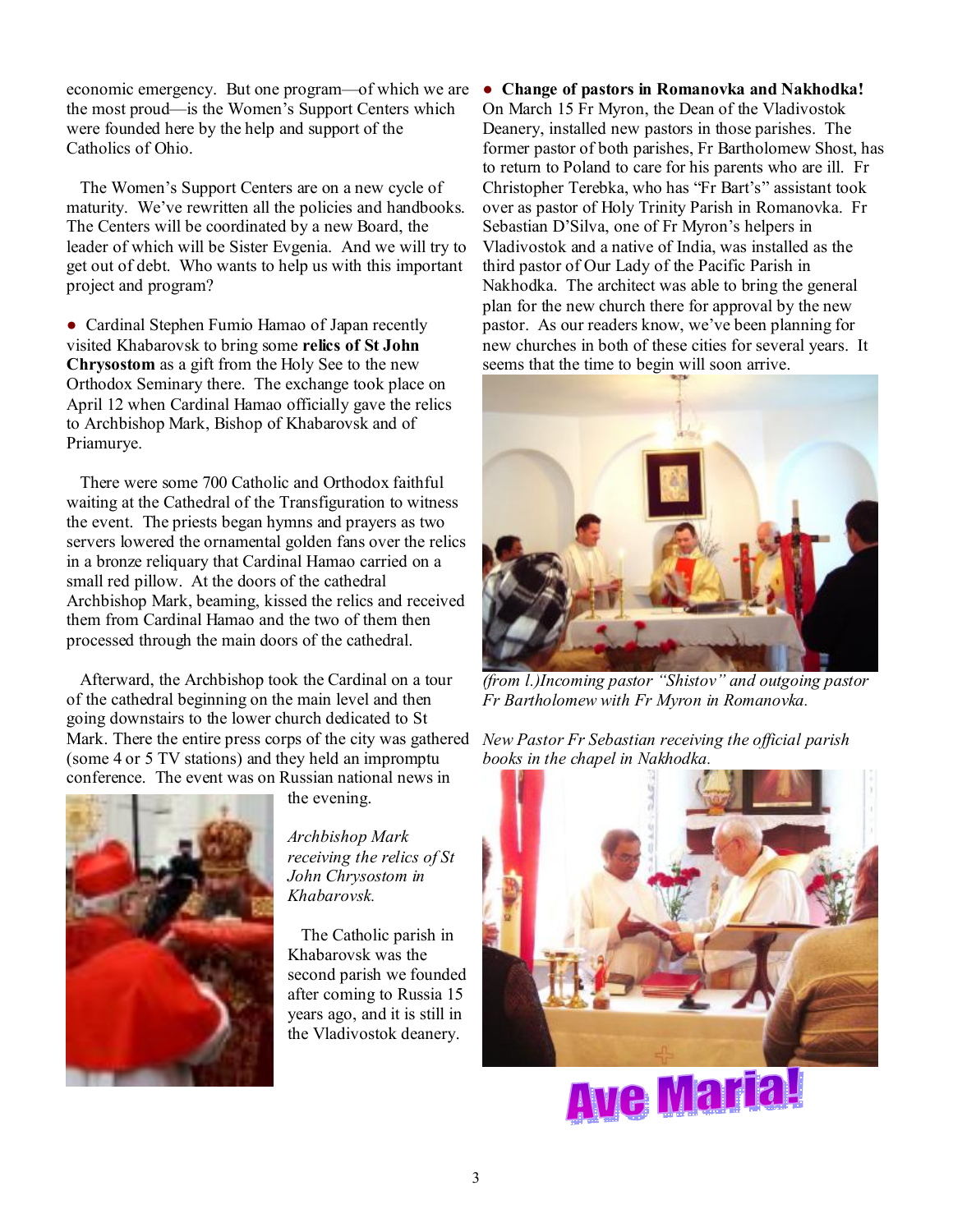economic emergency. But one program—of which we are the most proud—is the Women's Support Centers which were founded here by the help and support of the Catholics of Ohio.

The Women's Support Centers are on a new cycle of maturity. We've rewritten all the policies and handbooks. The Centers will be coordinated by a new Board, the leader of which will be Sister Evgenia. And we will try to get out of debt. Who wants to help us with this important project and program?

● Cardinal Stephen Fumio Hamao of Japan recently visited Khabarovsk to bring some **relics of St John Chrysostom** as a gift from the Holy See to the new Orthodox Seminary there. The exchange took place on April 12 when Cardinal Hamao officially gave the relics to Archbishop Mark, Bishop of Khabarovsk and of Priamurye.

There were some 700 Catholic and Orthodox faithful waiting at the Cathedral of the Transfiguration to witness the event. The priests began hymns and prayers as two servers lowered the ornamental golden fans over the relics in a bronze reliquary that Cardinal Hamao carried on a small red pillow. At the doors of the cathedral Archbishop Mark, beaming, kissed the relics and received them from Cardinal Hamao and the two of them then processed through the main doors of the cathedral.

Afterward, the Archbishop took the Cardinal on a tour of the cathedral beginning on the main level and then going downstairs to the lower church dedicated to St Mark. There the entire press corps of the city was gathered (some 4 or 5 TV stations) and they held an impromptu conference. The event was on Russian national news in the evening.

*Archbishop Mark receiving the relics of St John Chrysostom in Khabarovsk.*

The Catholic parish in Khabarovsk was the second parish we founded after coming to Russia 15 years ago, and it is still in the Vladivostok deanery.

● **Change of pastors in Romanovka and Nakhodka!** On March 15 Fr Myron, the Dean of the Vladivostok Deanery, installed new pastors in those parishes. The former pastor of both parishes, Fr Bartholomew Shost, has to return to Poland to care for his parents who are ill. Fr Christopher Terebka, who has "Fr Bart's" assistant took over as pastor of Holy Trinity Parish in Romanovka. Fr Sebastian D'Silva, one of Fr Myron's helpers in Vladivostok and a native of India, was installed as the third pastor of Our Lady of the Pacific Parish in Nakhodka. The architect was able to bring the general plan for the new church there for approval by the new pastor. As our readers know, we've been planning for new churches in both of these cities for several years. It seems that the time to begin will soon arrive.

*(from l.)Incoming pastor "Shistov" and outgoing pastor Fr Bartholomew with Fr Myron in Romanovka.*

*New Pastor Fr Sebastian receiving the official parish books in the chapel in Nakhodka.*

**Ave Maria!**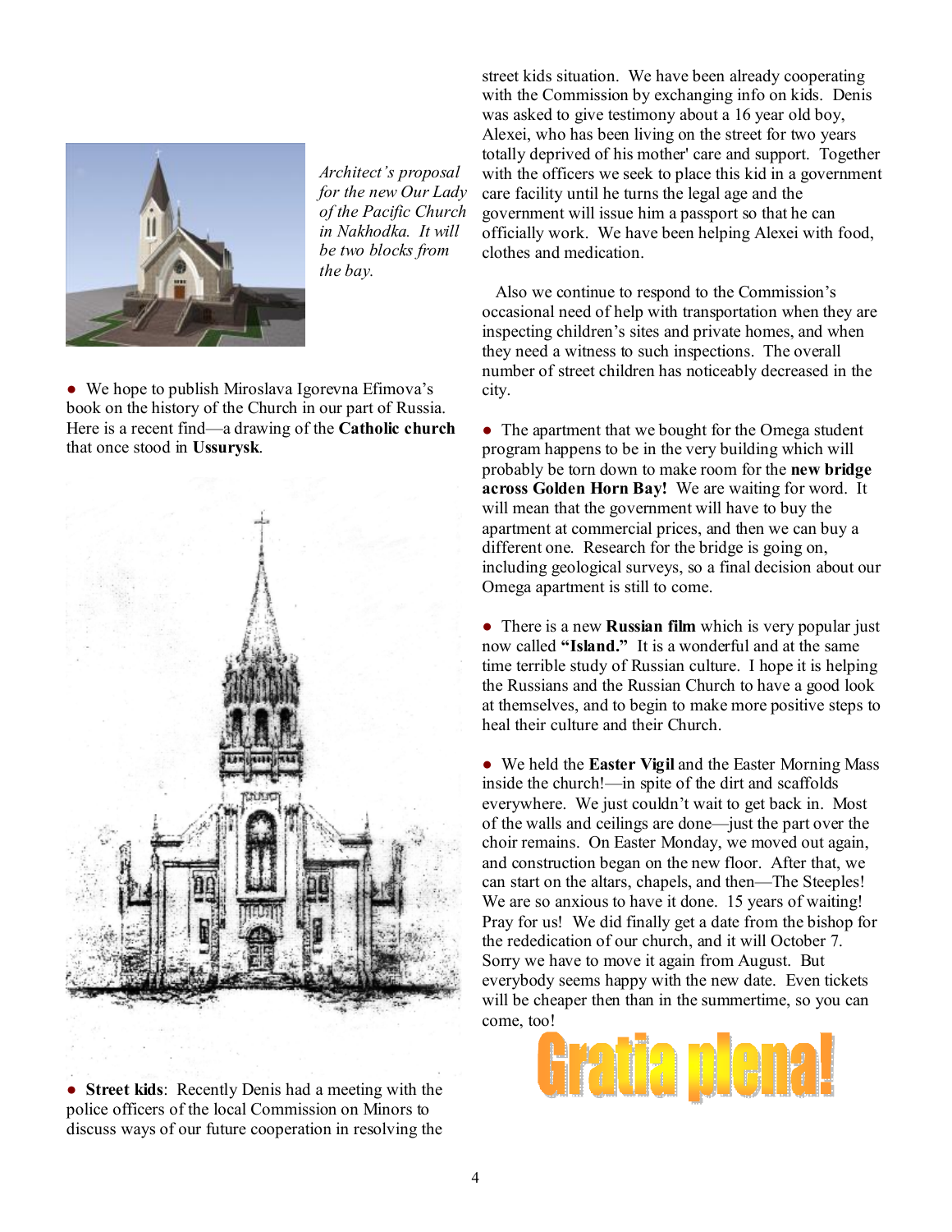*Architect's proposal for the new Our Lady of the Pacific Church in Nakhodka. It will be two blocks from the bay.*

● We hope to publish Miroslava Igorevna Efimova's book on the history of the Church in our part of Russia. Here is a recent find—a drawing of the **Catholic church** that once stood in **Ussurysk**.

● **Street kids**: Recently Denis had a meeting with the police officers of the local Commission on Minors to discuss ways of our future cooperation in resolving the street kids situation. We have been already cooperating with the Commission by exchanging info on kids. Denis was asked to give testimony about a 16 year old boy, Alexei, who has been living on the street for two years totally deprived of his mother' care and support. Together with the officers we seek to place this kid in a government care facility until he turns the legal age and the government will issue him a passport so that he can officially work. We have been helping Alexei with food, clothes and medication.

Also we continue to respond to the Commission's occasional need of help with transportation when they are inspecting children's sites and private homes, and when they need a witness to such inspections. The overall number of street children has noticeably decreased in the city.

● The apartment that we bought for the Omega student program happens to be in the very building which will probably be torn down to make room for the **new bridge across Golden Horn Bay!** We are waiting for word. It will mean that the government will have to buy the apartment at commercial prices, and then we can buy a different one. Research for the bridge is going on, including geological surveys, so a final decision about our Omega apartment is still to come.

● There is a new **Russian film** which is very popular just now called **"Island."** It is a wonderful and at the same time terrible study of Russian culture. I hope it is helping the Russians and the Russian Church to have a good look at themselves, and to begin to make more positive steps to heal their culture and their Church.

● We held the **Easter Vigil** and the Easter Morning Mass inside the church!—in spite of the dirt and scaffolds everywhere. We just couldn't wait to get back in. Most of the walls and ceilings are done—just the part over the choir remains. On Easter Monday, we moved out again, and construction began on the new floor. After that, we can start on the altars, chapels, and then—The Steeples! We are so anxious to have it done. 15 years of waiting! Pray for us! We did finally get a date from the bishop for the rededication of our church, and it will October 7. Sorry we have to move it again from August. But everybody seems happy with the new date. Even tickets will be cheaper then than in the summertime, so you can come, too!

**Gratia plena!**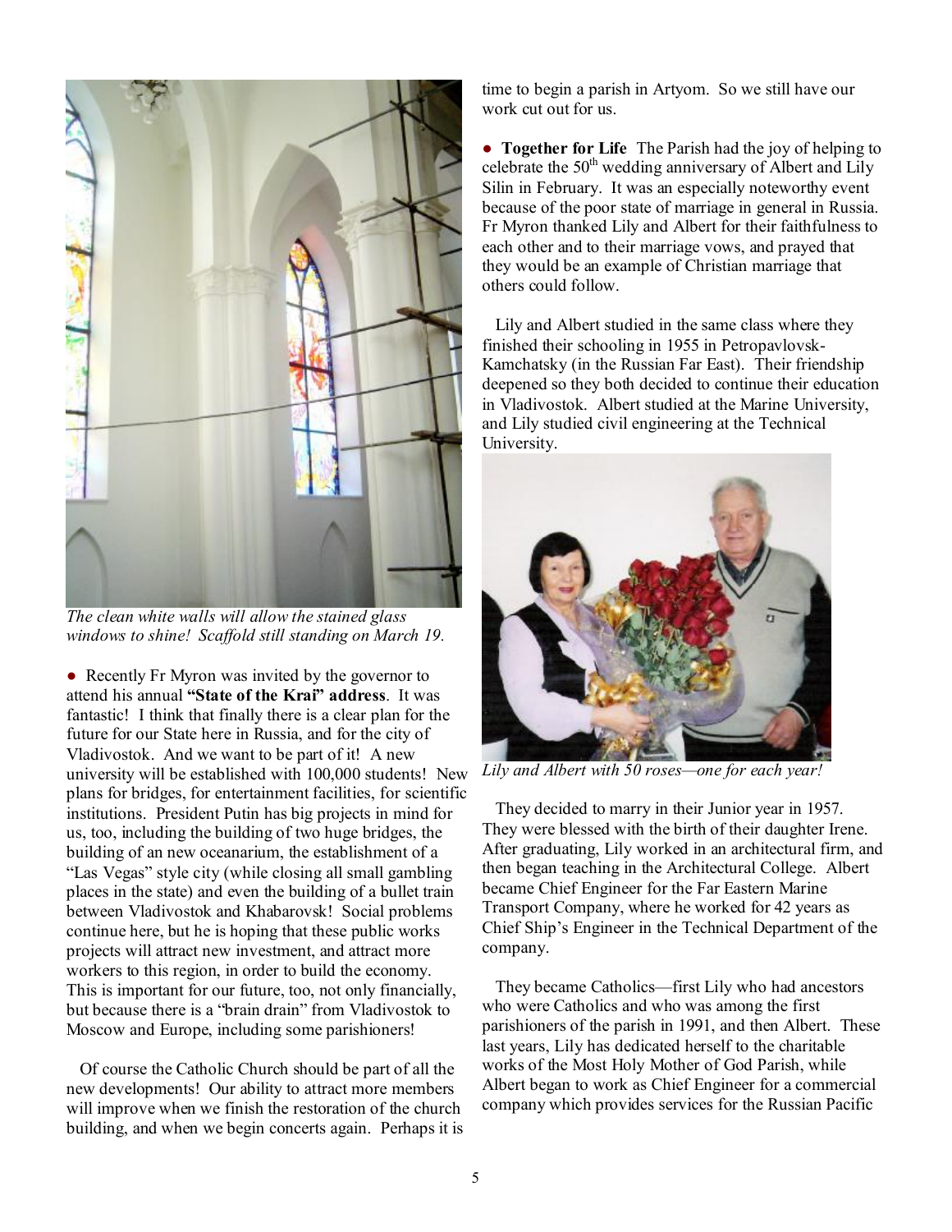*The clean white walls will allow the stained glass windows to shine! Scaffold still standing on March 19.*

● Recently Fr Myron was invited by the governor to attend his annual **"State of the Krai" address**. It was fantastic! I think that finally there is a clear plan for the future for our State here in Russia, and for the city of Vladivostok. And we want to be part of it! A new university will be established with 100,000 students! New plans for bridges, for entertainment facilities, for scientific institutions. President Putin has big projects in mind for us, too, including the building of two huge bridges, the building of an new oceanarium, the establishment of a "Las Vegas" style city (while closing all small gambling places in the state) and even the building of a bullet train between Vladivostok and Khabarovsk! Social problems continue here, but he is hoping that these public works projects will attract new investment, and attract more workers to this region, in order to build the economy. This is important for our future, too, not only financially, but because there is a "brain drain" from Vladivostok to Moscow and Europe, including some parishioners!

Of course the Catholic Church should be part of all the new developments! Our ability to attract more members will improve when we finish the restoration of the church building, and when we begin concerts again. Perhaps it is time to begin a parish in Artyom. So we still have our work cut out for us.

● **Together for Life** The Parish had the joy of helping to celebrate the 50th wedding anniversary of Albert and Lily Silin in February. It was an especially noteworthy event because of the poor state of marriage in general in Russia. Fr Myron thanked Lily and Albert for their faithfulness to each other and to their marriage vows, and prayed that they would be an example of Christian marriage that others could follow.

Lily and Albert studied in the same class where they finished their schooling in 1955 in Petropavlovsk-Kamchatsky (in the Russian Far East). Their friendship deepened so they both decided to continue their education in Vladivostok. Albert studied at the Marine University, and Lily studied civil engineering at the Technical University.

*Lily and Albert with 50 roses—one for each year!*

They decided to marry in their Junior year in 1957. They were blessed with the birth of their daughter Irene. After graduating, Lily worked in an architectural firm, and then began teaching in the Architectural College. Albert became Chief Engineer for the Far Eastern Marine Transport Company, where he worked for 42 years as Chief Ship's Engineer in the Technical Department of the company.

They became Catholics—first Lily who had ancestors who were Catholics and who was among the first parishioners of the parish in 1991, and then Albert. These last years, Lily has dedicated herself to the charitable works of the Most Holy Mother of God Parish, while Albert began to work as Chief Engineer for a commercial company which provides services for the Russian Pacific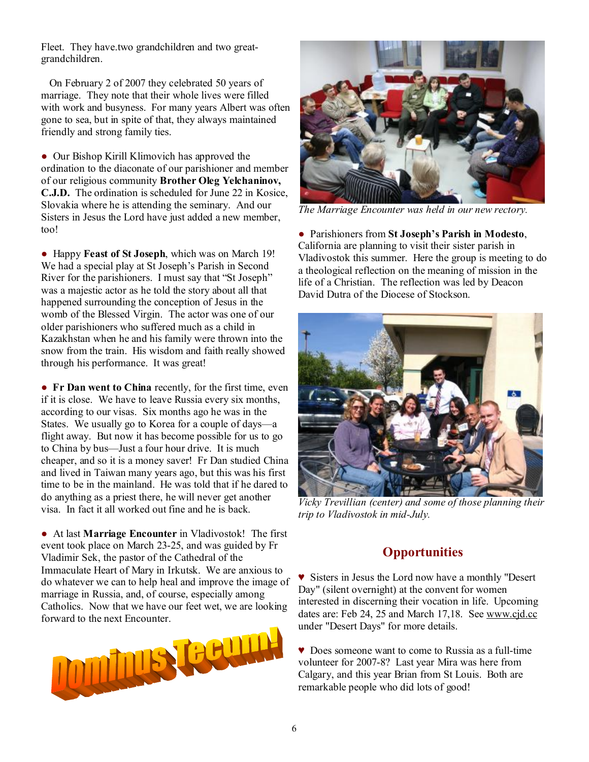Fleet. They have.two grandchildren and two great-grandchildren.

On February 2 of 2007 they celebrated 50 years of marriage. They note that their whole lives were filled with work and busyness. For many years Albert was often gone to sea, but in spite of that, they always maintained friendly and strong family ties.

- Our Bishop Kirill Klimovich has approved the ordination to the diaconate of our parishioner and member of our religious community **Brother Oleg Yelchaninov, C.J.D.** The ordination is scheduled for June 22 in Kosice, Slovakia where he is attending the seminary. And our Sisters in Jesus the Lord have just added a new member, too!

- Happy **Feast of St Joseph**, which was on March 19! We had a special play at St Joseph's Parish in Second River for the parishioners. I must say that "St Joseph" was a majestic actor as he told the story about all that happened surrounding the conception of Jesus in the womb of the Blessed Virgin. The actor was one of our older parishioners who suffered much as a child in Kazakhstan when he and his family were thrown into the snow from the train. His wisdom and faith really showed through his performance. It was great!

- **Fr Dan went to China** recently, for the first time, even if it is close. We have to leave Russia every six months, according to our visas. Six months ago he was in the States. We usually go to Korea for a couple of days—a flight away. But now it has become possible for us to go to China by bus—Just a four hour drive. It is much cheaper, and so it is a money saver! Fr Dan studied China and lived in Taiwan many years ago, but this was his first time to be in the mainland. He was told that if he dared to do anything as a priest there, he will never get another visa. In fact it all worked out fine and he is back.

- At last **Marriage Encounter** in Vladivostok! The first event took place on March 23-25, and was guided by Fr Vladimir Sek, the pastor of the Cathedral of the Immaculate Heart of Mary in Irkutsk. We are anxious to do whatever we can to help heal and improve the image of marriage in Russia, and, of course, especially among Catholics. Now that we have our feet wet, we are looking forward to the next Encounter.

Dominus Tecum!

*The Marriage Encounter was held in our new rectory.*

- Parishioners from **St Joseph's Parish in Modesto**, California are planning to visit their sister parish in Vladivostok this summer. Here the group is meeting to do a theological reflection on the meaning of mission in the life of a Christian. The reflection was led by Deacon David Dutra of the Diocese of Stockton.

*Vicky Trevillian (center) and some of those planning their trip to Vladivostok in mid-July.*

## Opportunities

♥ Sisters in Jesus the Lord now have a monthly "Desert Day" (silent overnight) at the convent for women interested in discerning their vocation in life. Upcoming dates are: Feb 24, 25 and March 17,18. See www.cjd.cc under "Desert Days" for more details.

♥ Does someone want to come to Russia as a full-time volunteer for 2007-8? Last year Mira was here from Calgary, and this year Brian from St Louis. Both are remarkable people who did lots of good!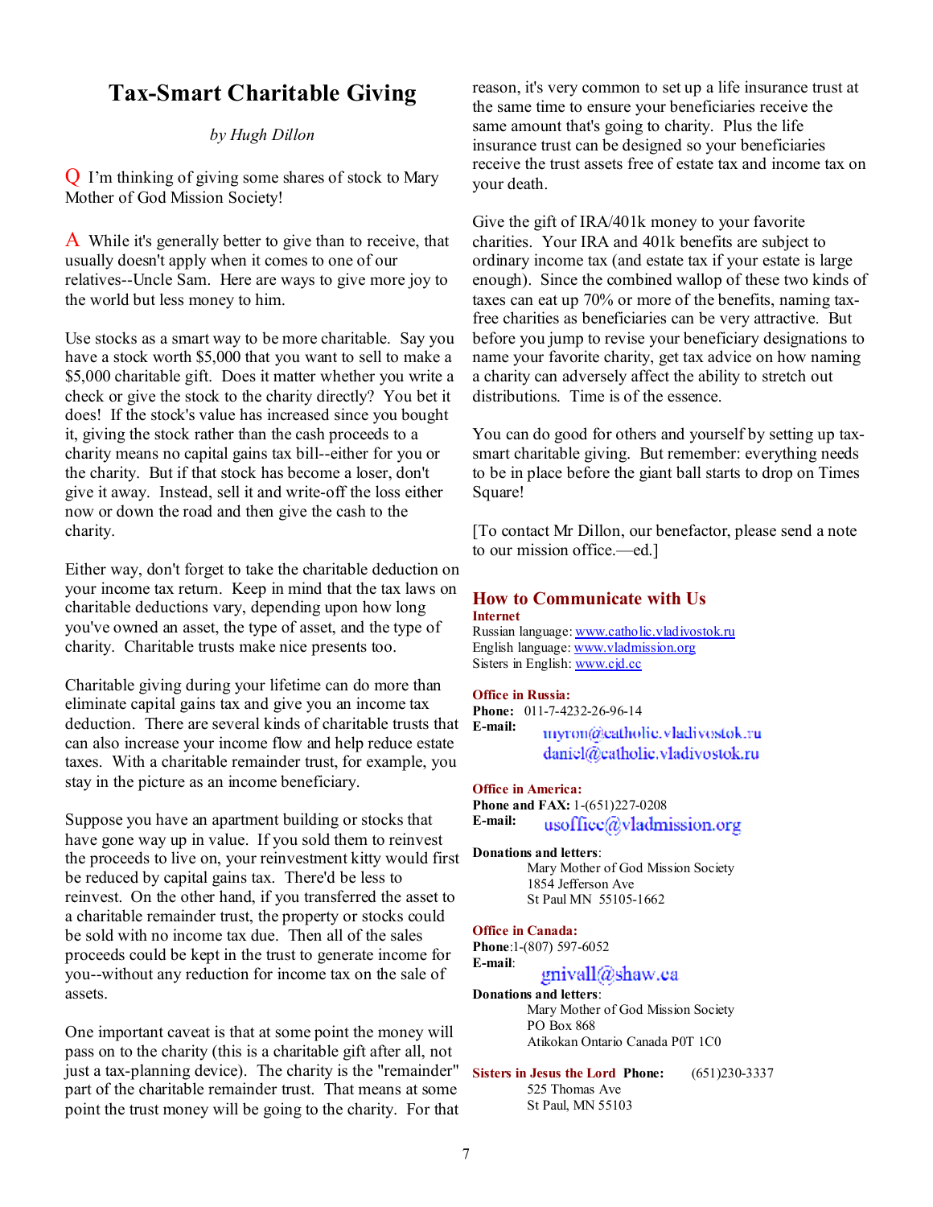# Tax-Smart Charitable Giving

*by Hugh Dillon*

Q I'm thinking of giving some shares of stock to Mary Mother of God Mission Society!

A While it's generally better to give than to receive, that usually doesn't apply when it comes to one of our relatives--Uncle Sam. Here are ways to give more joy to the world but less money to him.

Use stocks as a smart way to be more charitable. Say you have a stock worth $5,000 that you want to sell to make a $5,000 charitable gift. Does it matter whether you write a check or give the stock to the charity directly? You bet it does! If the stock's value has increased since you bought it, giving the stock rather than the cash proceeds to a charity means no capital gains tax bill--either for you or the charity. But if that stock has become a loser, don't give it away. Instead, sell it and write-off the loss either now or down the road and then give the cash to the charity.

Either way, don't forget to take the charitable deduction on your income tax return. Keep in mind that the tax laws on charitable deductions vary, depending upon how long you've owned an asset, the type of asset, and the type of charity. Charitable trusts make nice presents too.

Charitable giving during your lifetime can do more than eliminate capital gains tax and give you an income tax deduction. There are several kinds of charitable trusts that can also increase your income flow and help reduce estate taxes. With a charitable remainder trust, for example, you stay in the picture as an income beneficiary.

Suppose you have an apartment building or stocks that have gone way up in value. If you sold them to reinvest the proceeds to live on, your reinvestment kitty would first be reduced by capital gains tax. There'd be less to reinvest. On the other hand, if you transferred the asset to a charitable remainder trust, the property or stocks could be sold with no income tax due. Then all of the sales proceeds could be kept in the trust to generate income for you--without any reduction for income tax on the sale of assets.

One important caveat is that at some point the money will pass on to the charity (this is a charitable gift after all, not just a tax-planning device). The charity is the "remainder" part of the charitable remainder trust. That means at some point the trust money will be going to the charity. For that reason, it's very common to set up a life insurance trust at the same time to ensure your beneficiaries receive the same amount that's going to charity. Plus the life insurance trust can be designed so your beneficiaries receive the trust assets free of estate tax and income tax on your death.

Give the gift of IRA/401k money to your favorite charities. Your IRA and 401k benefits are subject to ordinary income tax (and estate tax if your estate is large enough). Since the combined wallop of these two kinds of taxes can eat up 70% or more of the benefits, naming tax-free charities as beneficiaries can be very attractive. But before you jump to revise your beneficiary designations to name your favorite charity, get tax advice on how naming a charity can adversely affect the ability to stretch out distributions. Time is of the essence.

You can do good for others and yourself by setting up tax-smart charitable giving. But remember: everything needs to be in place before the giant ball starts to drop on Times Square!

[To contact Mr Dillon, our benefactor, please send a note to our mission office.—ed.]

## How to Communicate with Us

**Internet**

Russian language: www.catholic.vladivostok.ru
English language: www.vladmission.org
Sisters in English: www.cjd.cc

**Office in Russia:**

**Phone:** 011-7-4232-26-96-14
**E-mail:** myron@catholic.vladivostok.ru
daniel@catholic.vladivostok.ru

**Office in America:**

**Phone and FAX:** 1-(651)227-0208
**E-mail:** usoffice@vladmission.org

**Donations and letters**:
Mary Mother of God Mission Society
1854 Jefferson Ave
St Paul MN 55105-1662

**Office in Canada:**

**Phone**:1-(807) 597-6052
**E-mail**: gnivall@shaw.ca

**Donations and letters**:
Mary Mother of God Mission Society
PO Box 868
Atikokan Ontario Canada P0T 1C0

**Sisters in Jesus the Lord Phone:** (651)230-3337
525 Thomas Ave
St Paul, MN 55103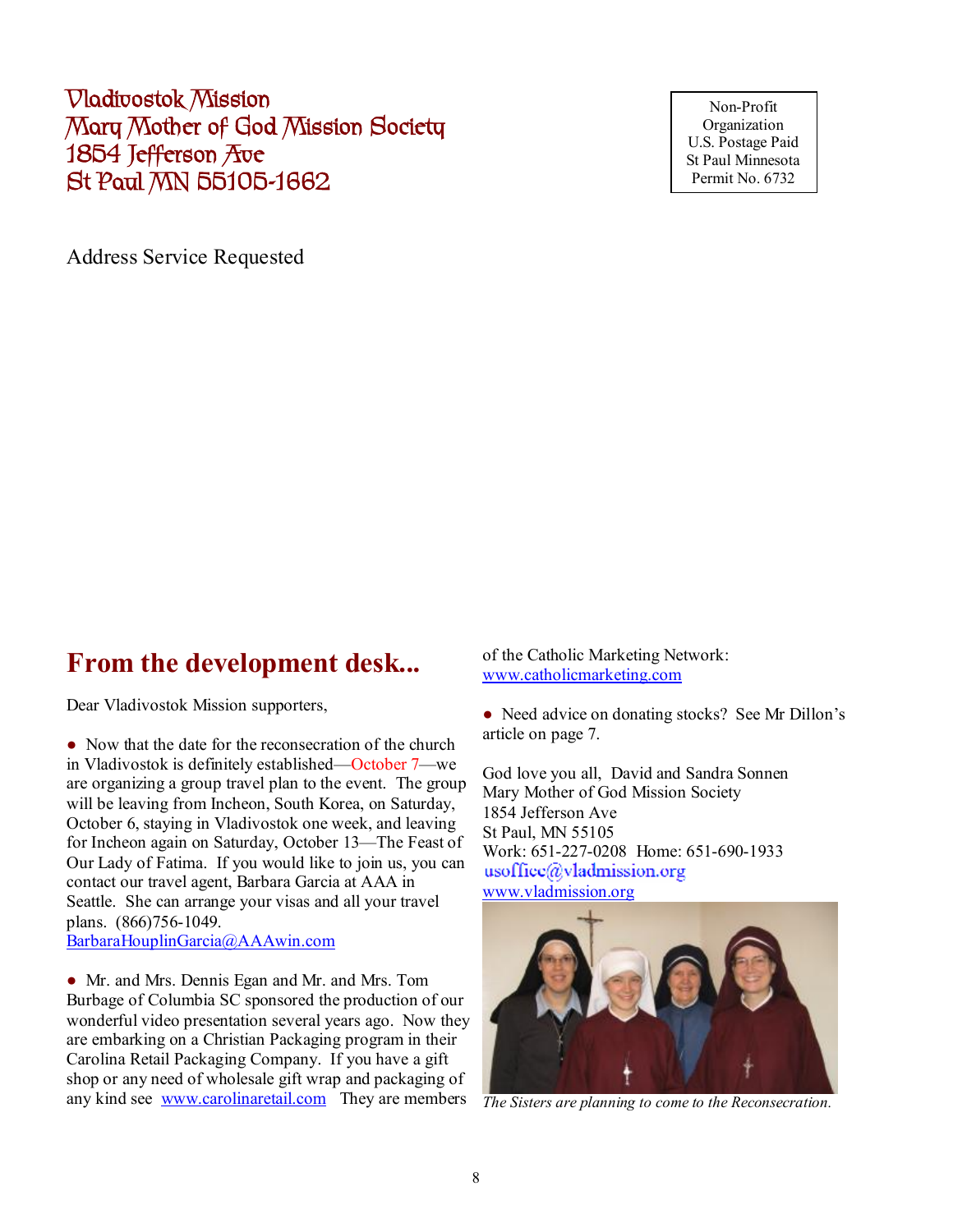Vladivostok Mission
Mary Mother of God Mission Society
1854 Jefferson Ave
St Paul MN 55105-1662

Non-Profit Organization
U.S. Postage Paid
St Paul Minnesota
Permit No. 6732

Address Service Requested

## From the development desk...

Dear Vladivostok Mission supporters,

● Now that the date for the reconsecration of the church in Vladivostok is definitely established—October 7—we are organizing a group travel plan to the event. The group will be leaving from Incheon, South Korea, on Saturday, October 6, staying in Vladivostok one week, and leaving for Incheon again on Saturday, October 13—The Feast of Our Lady of Fatima. If you would like to join us, you can contact our travel agent, Barbara Garcia at AAA in Seattle. She can arrange your visas and all your travel plans. (866)756-1049. BarbaraHouplinGarcia@AAAwin.com

● Mr. and Mrs. Dennis Egan and Mr. and Mrs. Tom Burbage of Columbia SC sponsored the production of our wonderful video presentation several years ago. Now they are embarking on a Christian Packaging program in their Carolina Retail Packaging Company. If you have a gift shop or any need of wholesale gift wrap and packaging of any kind see www.carolinaretail.com They are members of the Catholic Marketing Network: www.catholicmarketing.com

● Need advice on donating stocks? See Mr Dillon's article on page 7.

God love you all, David and Sandra Sonnen
Mary Mother of God Mission Society
1854 Jefferson Ave
St Paul, MN 55105
Work: 651-227-0208 Home: 651-690-1933
usoffice@vladmission.org
www.vladmission.org

*The Sisters are planning to come to the Reconsecration.*